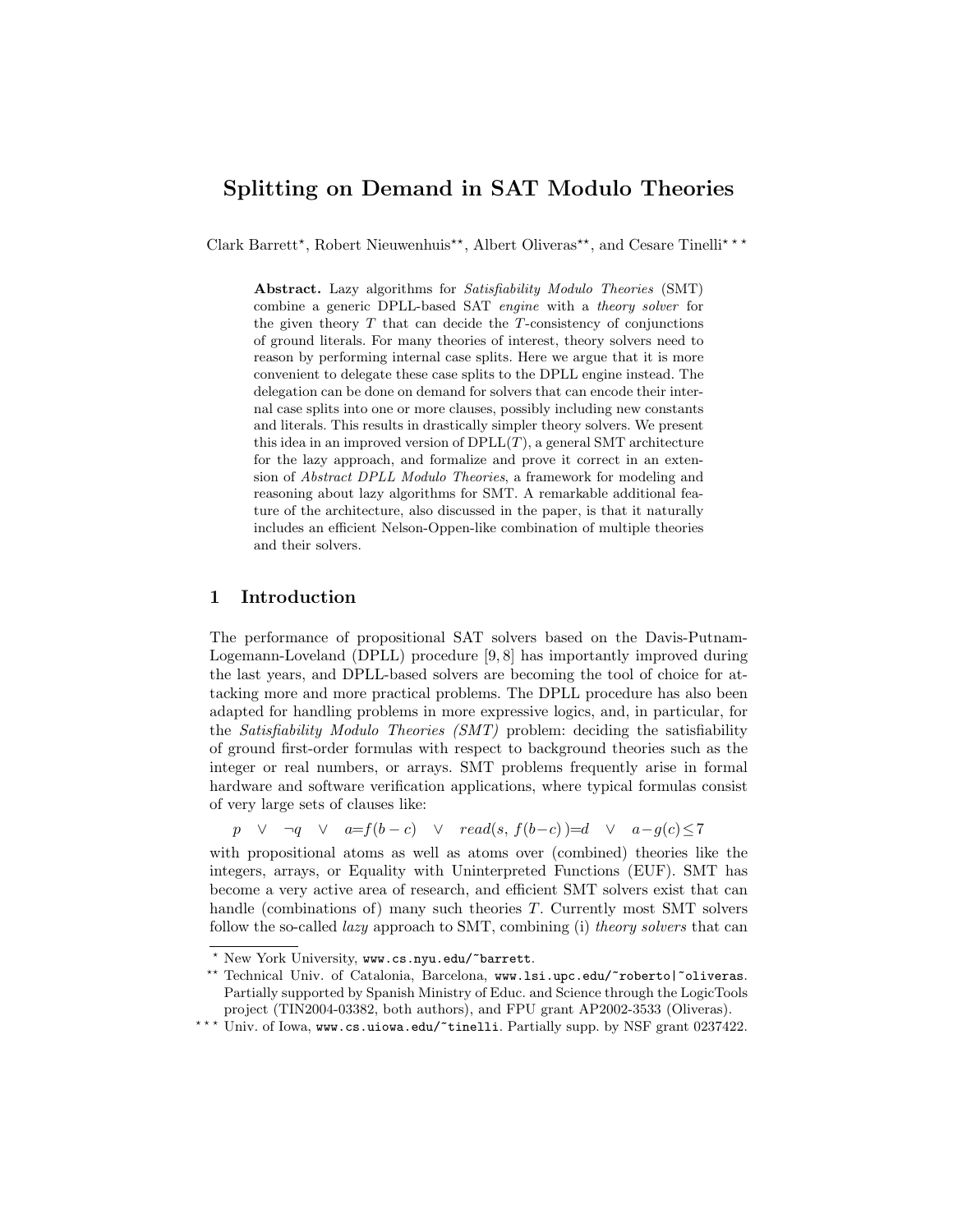# Splitting on Demand in SAT Modulo Theories

Clark Barrett[⋆], Robert Nieuwenhuis[⋆⋆], Albert Oliveras[⋆⋆], and Cesare Tinelli[⋆⋆⋆]

**Abstract.** Lazy algorithms for *Satisfiability Modulo Theories* (SMT) combine a generic DPLL-based SAT *engine* with a *theory solver* for the given theory $T$ that can decide the $T$-consistency of conjunctions of ground literals. For many theories of interest, theory solvers need to reason by performing internal case splits. Here we argue that it is more convenient to delegate these case splits to the DPLL engine instead. The delegation can be done on demand for solvers that can encode their internal case splits into one or more clauses, possibly including new constants and literals. This results in drastically simpler theory solvers. We present this idea in an improved version of DPLL($T$), a general SMT architecture for the lazy approach, and formalize and prove it correct in an extension of *Abstract DPLL Modulo Theories*, a framework for modeling and reasoning about lazy algorithms for SMT. A remarkable additional feature of the architecture, also discussed in the paper, is that it naturally includes an efficient Nelson-Oppen-like combination of multiple theories and their solvers.

## 1 Introduction

The performance of propositional SAT solvers based on the Davis-Putnam-Logemann-Loveland (DPLL) procedure [9, 8] has importantly improved during the last years, and DPLL-based solvers are becoming the tool of choice for attacking more and more practical problems. The DPLL procedure has also been adapted for handling problems in more expressive logics, and, in particular, for the *Satisfiability Modulo Theories (SMT)* problem: deciding the satisfiability of ground first-order formulas with respect to background theories such as the integer or real numbers, or arrays. SMT problems frequently arise in formal hardware and software verification applications, where typical formulas consist of very large sets of clauses like:

$$p \;\vee\; \neg q \;\vee\; a{=}f(b-c) \;\vee\; read(s,\, f(b{-}c)\,){=}d \;\vee\; a{-}g(c){\leq}7$$

with propositional atoms as well as atoms over (combined) theories like the integers, arrays, or Equality with Uninterpreted Functions (EUF). SMT has become a very active area of research, and efficient SMT solvers exist that can handle (combinations of) many such theories $T$. Currently most SMT solvers follow the so-called *lazy* approach to SMT, combining (i) *theory solvers* that can

---

[⋆] New York University, www.cs.nyu.edu/~barrett.

[⋆⋆] Technical Univ. of Catalonia, Barcelona, www.lsi.upc.edu/~roberto|~oliveras. Partially supported by Spanish Ministry of Educ. and Science through the LogicTools project (TIN2004-03382, both authors), and FPU grant AP2002-3533 (Oliveras).

[⋆⋆⋆] Univ. of Iowa, www.cs.uiowa.edu/~tinelli. Partially supp. by NSF grant 0237422.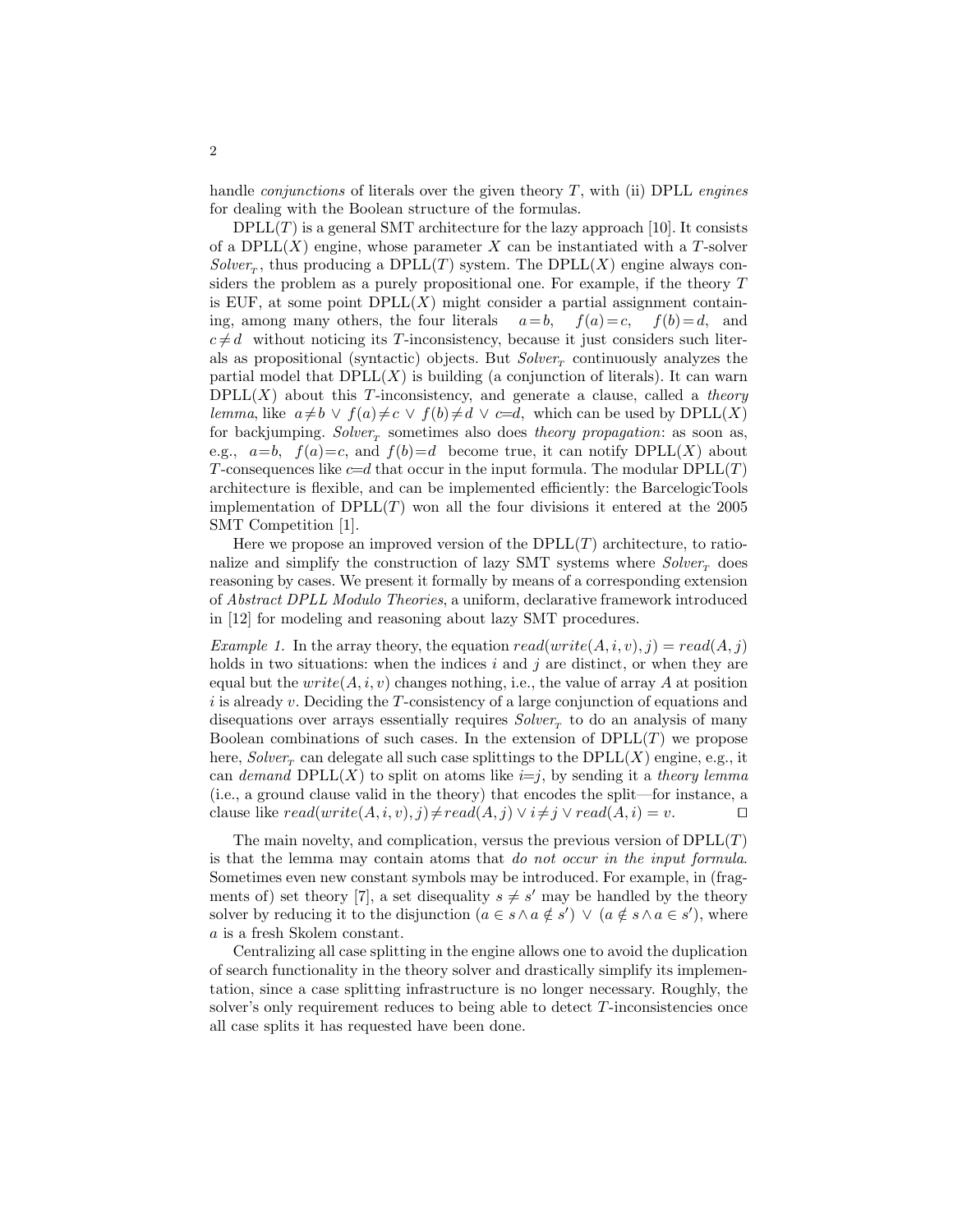handle *conjunctions* of literals over the given theory $T$, with (ii) DPLL *engines* for dealing with the Boolean structure of the formulas.

DPLL($T$) is a general SMT architecture for the lazy approach [10]. It consists of a DPLL($X$) engine, whose parameter $X$ can be instantiated with a $T$-solver $Solver_T$, thus producing a DPLL($T$) system. The DPLL($X$) engine always considers the problem as a purely propositional one. For example, if the theory $T$ is EUF, at some point DPLL($X$) might consider a partial assignment containing, among many others, the four literals $a=b$, $f(a)=c$, $f(b)=d$, and $c \neq d$ without noticing its $T$-inconsistency, because it just considers such literals as propositional (syntactic) objects. But $Solver_T$ continuously analyzes the partial model that DPLL($X$) is building (a conjunction of literals). It can warn DPLL($X$) about this $T$-inconsistency, and generate a clause, called a *theory lemma*, like $a \neq b \vee f(a) \neq c \vee f(b) \neq d \vee c=d$, which can be used by DPLL($X$) for backjumping. $Solver_T$ sometimes also does *theory propagation*: as soon as, e.g., $a=b$, $f(a)=c$, and $f(b)=d$ become true, it can notify DPLL($X$) about $T$-consequences like $c=d$ that occur in the input formula. The modular DPLL($T$) architecture is flexible, and can be implemented efficiently: the BarcelogicTools implementation of DPLL($T$) won all the four divisions it entered at the 2005 SMT Competition [1].

Here we propose an improved version of the DPLL($T$) architecture, to rationalize and simplify the construction of lazy SMT systems where $Solver_T$ does reasoning by cases. We present it formally by means of a corresponding extension of *Abstract DPLL Modulo Theories*, a uniform, declarative framework introduced in [12] for modeling and reasoning about lazy SMT procedures.

*Example 1.* In the array theory, the equation $read(write(A, i, v), j) = read(A, j)$ holds in two situations: when the indices $i$ and $j$ are distinct, or when they are equal but the $write(A, i, v)$ changes nothing, i.e., the value of array $A$ at position $i$ is already $v$. Deciding the $T$-consistency of a large conjunction of equations and disequations over arrays essentially requires $Solver_T$ to do an analysis of many Boolean combinations of such cases. In the extension of DPLL($T$) we propose here, $Solver_T$ can delegate all such case splittings to the DPLL($X$) engine, e.g., it can *demand* DPLL($X$) to split on atoms like $i=j$, by sending it a *theory lemma* (i.e., a ground clause valid in the theory) that encodes the split—for instance, a clause like $read(write(A, i, v), j) \neq read(A, j) \vee i \neq j \vee read(A, i) = v$. ⊓⊔

The main novelty, and complication, versus the previous version of DPLL($T$) is that the lemma may contain atoms that *do not occur in the input formula*. Sometimes even new constant symbols may be introduced. For example, in (fragments of) set theory [7], a set disequality $s \neq s'$ may be handled by the theory solver by reducing it to the disjunction $(a \in s \wedge a \notin s') \vee (a \notin s \wedge a \in s')$, where $a$ is a fresh Skolem constant.

Centralizing all case splitting in the engine allows one to avoid the duplication of search functionality in the theory solver and drastically simplify its implementation, since a case splitting infrastructure is no longer necessary. Roughly, the solver's only requirement reduces to being able to detect $T$-inconsistencies once all case splits it has requested have been done.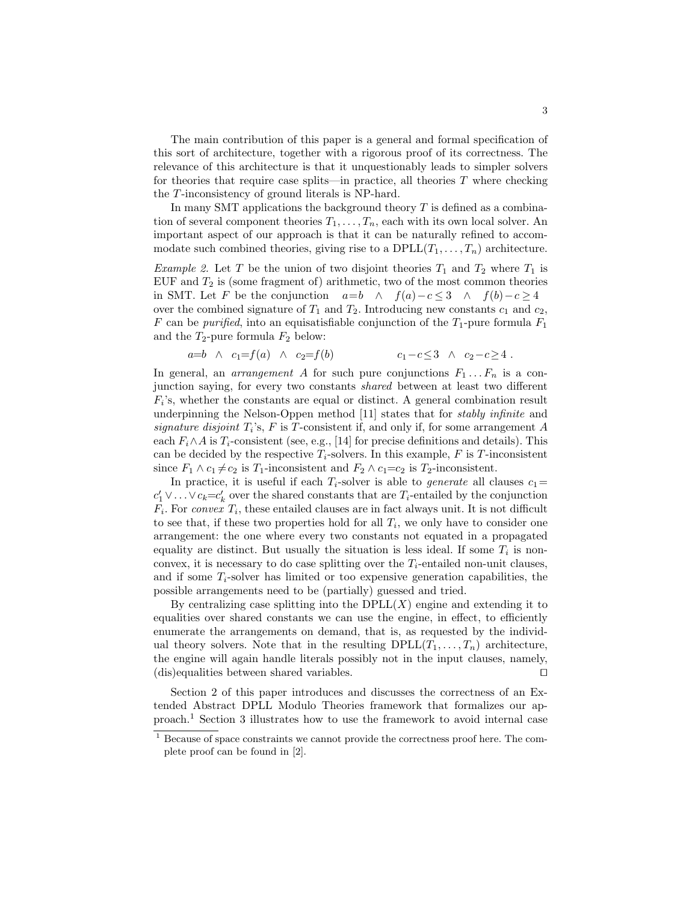The main contribution of this paper is a general and formal specification of this sort of architecture, together with a rigorous proof of its correctness. The relevance of this architecture is that it unquestionably leads to simpler solvers for theories that require case splits—in practice, all theories $T$ where checking the $T$-inconsistency of ground literals is NP-hard.

In many SMT applications the background theory $T$ is defined as a combination of several component theories $T_1, \ldots, T_n$, each with its own local solver. An important aspect of our approach is that it can be naturally refined to accommodate such combined theories, giving rise to a DPLL($T_1, \ldots, T_n$) architecture.

*Example 2.* Let $T$ be the union of two disjoint theories $T_1$ and $T_2$ where $T_1$ is EUF and $T_2$ is (some fragment of) arithmetic, two of the most common theories in SMT. Let $F$ be the conjunction $a{=}b \ \wedge\ f(a)-c \leq 3 \ \wedge\ f(b)-c \geq 4$ over the combined signature of $T_1$ and $T_2$. Introducing new constants $c_1$ and $c_2$, $F$ can be *purified*, into an equisatisfiable conjunction of the $T_1$-pure formula $F_1$ and the $T_2$-pure formula $F_2$ below:

$$a{=}b \ \wedge\ c_1{=}f(a) \ \wedge\ c_2{=}f(b) \qquad\qquad c_1-c \leq 3 \ \wedge\ c_2-c \geq 4\ .$$

In general, an *arrangement* $A$ for such pure conjunctions $F_1 \ldots F_n$ is a conjunction saying, for every two constants *shared* between at least two different $F_i$'s, whether the constants are equal or distinct. A general combination result underpinning the Nelson-Oppen method [11] states that for *stably infinite* and *signature disjoint* $T_i$'s, $F$ is $T$-consistent if, and only if, for some arrangement $A$ each $F_i \wedge A$ is $T_i$-consistent (see, e.g., [14] for precise definitions and details). This can be decided by the respective $T_i$-solvers. In this example, $F$ is $T$-inconsistent since $F_1 \wedge c_1 \neq c_2$ is $T_1$-inconsistent and $F_2 \wedge c_1{=}c_2$ is $T_2$-inconsistent.

In practice, it is useful if each $T_i$-solver is able to *generate* all clauses $c_1{=}c'_1 \vee \ldots \vee c_k{=}c'_k$ over the shared constants that are $T_i$-entailed by the conjunction $F_i$. For *convex* $T_i$, these entailed clauses are in fact always unit. It is not difficult to see that, if these two properties hold for all $T_i$, we only have to consider one arrangement: the one where every two constants not equated in a propagated equality are distinct. But usually the situation is less ideal. If some $T_i$ is non-convex, it is necessary to do case splitting over the $T_i$-entailed non-unit clauses, and if some $T_i$-solver has limited or too expensive generation capabilities, the possible arrangements need to be (partially) guessed and tried.

By centralizing case splitting into the DPLL($X$) engine and extending it to equalities over shared constants we can use the engine, in effect, to efficiently enumerate the arrangements on demand, that is, as requested by the individual theory solvers. Note that in the resulting DPLL($T_1, \ldots, T_n$) architecture, the engine will again handle literals possibly not in the input clauses, namely, (dis)equalities between shared variables. ☐

Section 2 of this paper introduces and discusses the correctness of an Extended Abstract DPLL Modulo Theories framework that formalizes our approach.[1] Section 3 illustrates how to use the framework to avoid internal case

[1] Because of space constraints we cannot provide the correctness proof here. The complete proof can be found in [2].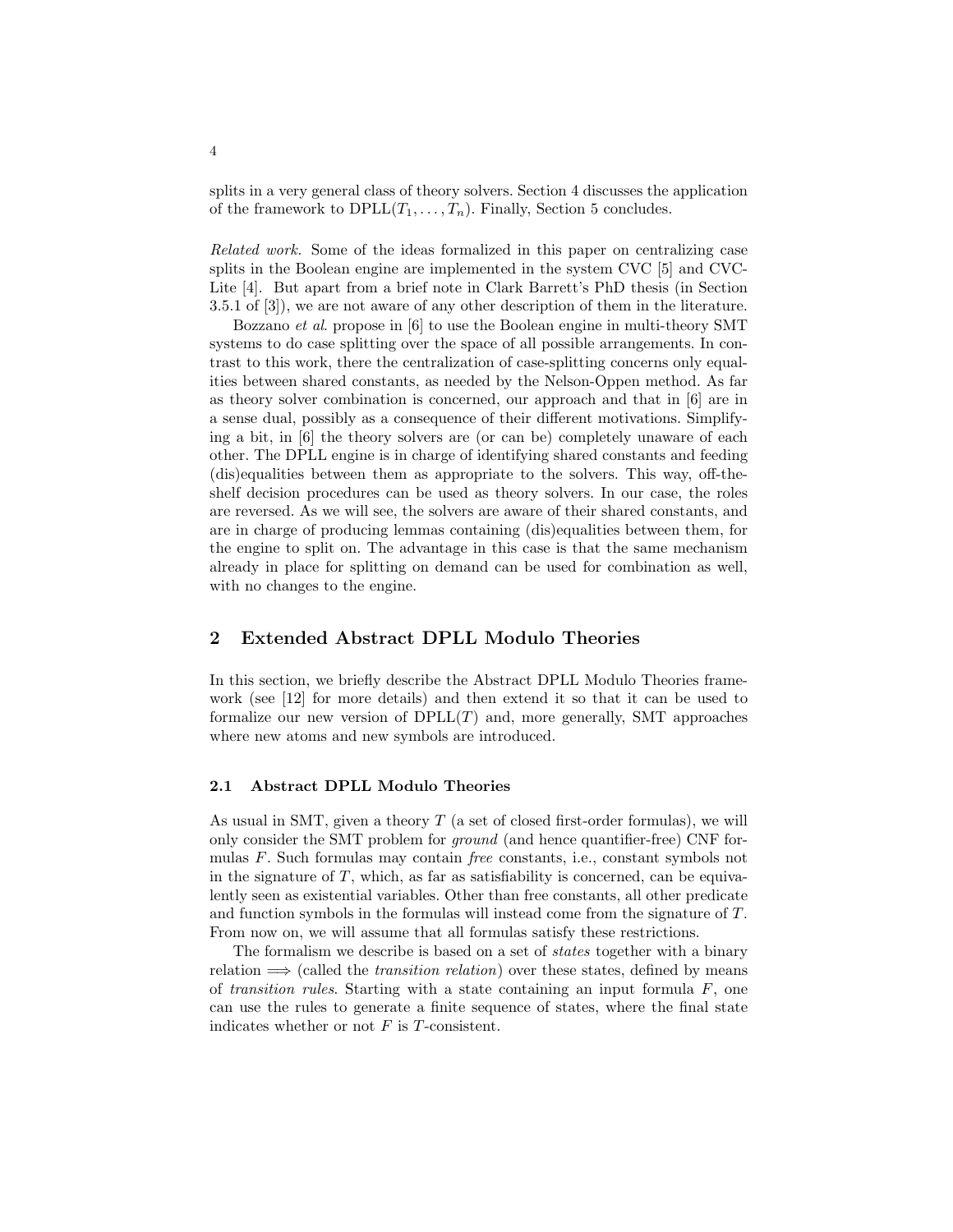splits in a very general class of theory solvers. Section 4 discusses the application of the framework to DPLL($T_1, \ldots, T_n$). Finally, Section 5 concludes.

*Related work.* Some of the ideas formalized in this paper on centralizing case splits in the Boolean engine are implemented in the system CVC [5] and CVC-Lite [4]. But apart from a brief note in Clark Barrett's PhD thesis (in Section 3.5.1 of [3]), we are not aware of any other description of them in the literature.

Bozzano *et al*. propose in [6] to use the Boolean engine in multi-theory SMT systems to do case splitting over the space of all possible arrangements. In contrast to this work, there the centralization of case-splitting concerns only equalities between shared constants, as needed by the Nelson-Oppen method. As far as theory solver combination is concerned, our approach and that in [6] are in a sense dual, possibly as a consequence of their different motivations. Simplifying a bit, in [6] the theory solvers are (or can be) completely unaware of each other. The DPLL engine is in charge of identifying shared constants and feeding (dis)equalities between them as appropriate to the solvers. This way, off-the-shelf decision procedures can be used as theory solvers. In our case, the roles are reversed. As we will see, the solvers are aware of their shared constants, and are in charge of producing lemmas containing (dis)equalities between them, for the engine to split on. The advantage in this case is that the same mechanism already in place for splitting on demand can be used for combination as well, with no changes to the engine.

## 2 Extended Abstract DPLL Modulo Theories

In this section, we briefly describe the Abstract DPLL Modulo Theories framework (see [12] for more details) and then extend it so that it can be used to formalize our new version of DPLL($T$) and, more generally, SMT approaches where new atoms and new symbols are introduced.

### 2.1 Abstract DPLL Modulo Theories

As usual in SMT, given a theory $T$ (a set of closed first-order formulas), we will only consider the SMT problem for *ground* (and hence quantifier-free) CNF formulas $F$. Such formulas may contain *free* constants, i.e., constant symbols not in the signature of $T$, which, as far as satisfiability is concerned, can be equivalently seen as existential variables. Other than free constants, all other predicate and function symbols in the formulas will instead come from the signature of $T$. From now on, we will assume that all formulas satisfy these restrictions.

The formalism we describe is based on a set of *states* together with a binary relation $\Longrightarrow$ (called the *transition relation*) over these states, defined by means of *transition rules*. Starting with a state containing an input formula $F$, one can use the rules to generate a finite sequence of states, where the final state indicates whether or not $F$ is $T$-consistent.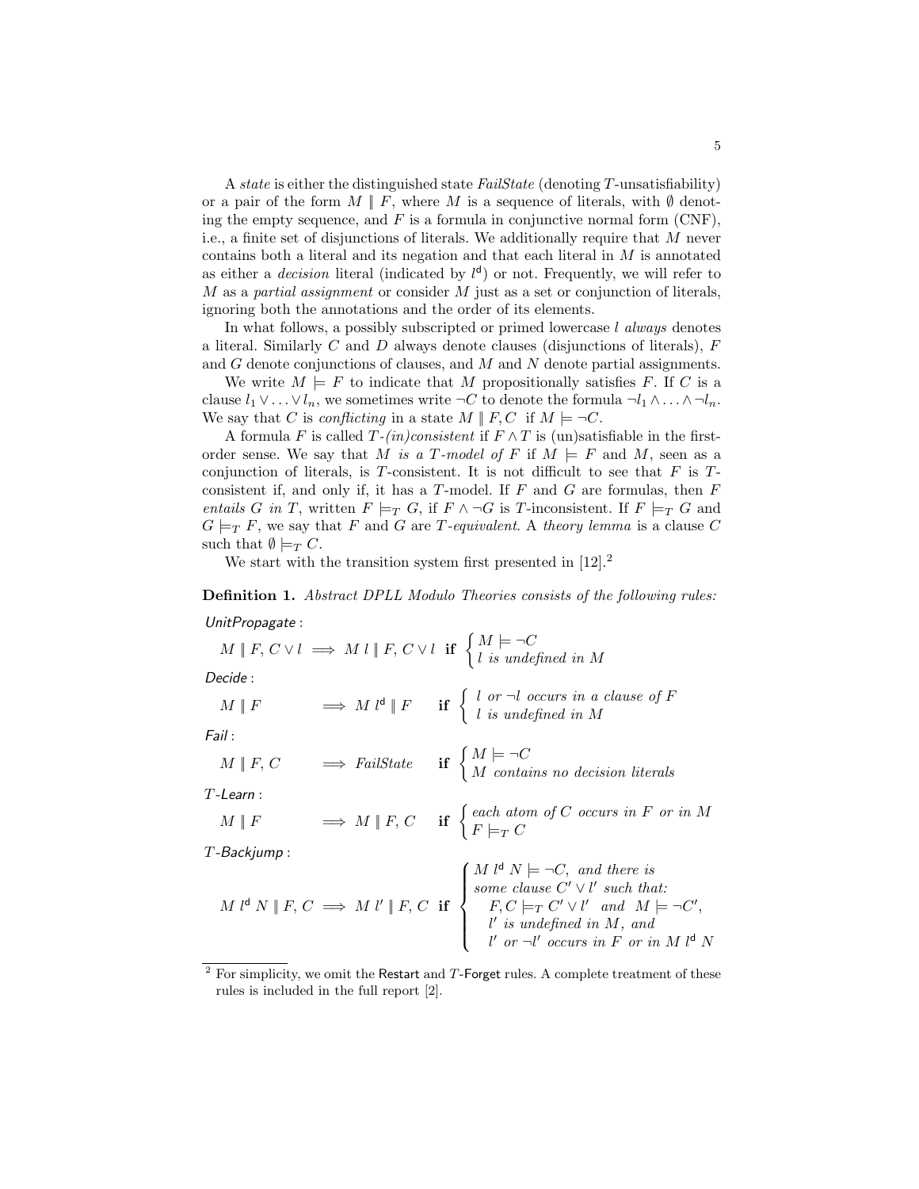A *state* is either the distinguished state *FailState* (denoting $T$-unsatisfiability) or a pair of the form $M \parallel F$, where $M$ is a sequence of literals, with $\emptyset$ denoting the empty sequence, and $F$ is a formula in conjunctive normal form (CNF), i.e., a finite set of disjunctions of literals. We additionally require that $M$ never contains both a literal and its negation and that each literal in $M$ is annotated as either a *decision* literal (indicated by $l^{\mathsf{d}}$) or not. Frequently, we will refer to $M$ as a *partial assignment* or consider $M$ just as a set or conjunction of literals, ignoring both the annotations and the order of its elements.

In what follows, a possibly subscripted or primed lowercase $l$ *always* denotes a literal. Similarly $C$ and $D$ always denote clauses (disjunctions of literals), $F$ and $G$ denote conjunctions of clauses, and $M$ and $N$ denote partial assignments.

We write $M \models F$ to indicate that $M$ propositionally satisfies $F$. If $C$ is a clause $l_1 \vee \ldots \vee l_n$, we sometimes write $\neg C$ to denote the formula $\neg l_1 \wedge \ldots \wedge \neg l_n$. We say that $C$ is *conflicting* in a state $M \parallel F, C$ if $M \models \neg C$.

A formula $F$ is called $T$-*(in)consistent* if $F \wedge T$ is (un)satisfiable in the first-order sense. We say that $M$ *is a $T$-model of* $F$ if $M \models F$ and $M$, seen as a conjunction of literals, is $T$-consistent. It is not difficult to see that $F$ is $T$-consistent if, and only if, it has a $T$-model. If $F$ and $G$ are formulas, then $F$ *entails* $G$ *in* $T$, written $F \models_T G$, if $F \wedge \neg G$ is $T$-inconsistent. If $F \models_T G$ and $G \models_T F$, we say that $F$ and $G$ are $T$-*equivalent*. A *theory lemma* is a clause $C$ such that $\emptyset \models_T C$.

We start with the transition system first presented in [12].[2]

**Definition 1.** *Abstract DPLL Modulo Theories consists of the following rules:*

*UnitPropagate* :

$$M \parallel F,\, C \vee l \implies M\, l \parallel F,\, C \vee l \quad \textbf{if} \begin{cases} M \models \neg C \\ l \text{ is undefined in } M \end{cases}$$

*Decide* :

$$M \parallel F \implies M\, l^{\mathsf{d}} \parallel F \quad \textbf{if} \begin{cases} l \text{ or } \neg l \text{ occurs in a clause of } F \\ l \text{ is undefined in } M \end{cases}$$

*Fail* :

$$M \parallel F,\, C \implies \mathit{FailState} \quad \textbf{if} \begin{cases} M \models \neg C \\ M \text{ contains no decision literals} \end{cases}$$

*T-Learn* :

$$M \parallel F \implies M \parallel F,\, C \quad \textbf{if} \begin{cases} \text{each atom of } C \text{ occurs in } F \text{ or in } M \\ F \models_T C \end{cases}$$

*T-Backjump* :

$$M\, l^{\mathsf{d}}\, N \parallel F,\, C \implies M\, l' \parallel F,\, C \quad \textbf{if} \begin{cases} M\, l^{\mathsf{d}}\, N \models \neg C, \text{ and there is} \\ \text{some clause } C' \vee l' \text{ such that:} \\ \quad F, C \models_T C' \vee l' \text{ and } M \models \neg C', \\ \quad l' \text{ is undefined in } M, \text{ and} \\ \quad l' \text{ or } \neg l' \text{ occurs in } F \text{ or in } M\, l^{\mathsf{d}}\, N \end{cases}$$

[2] For simplicity, we omit the Restart and $T$-Forget rules. A complete treatment of these rules is included in the full report [2].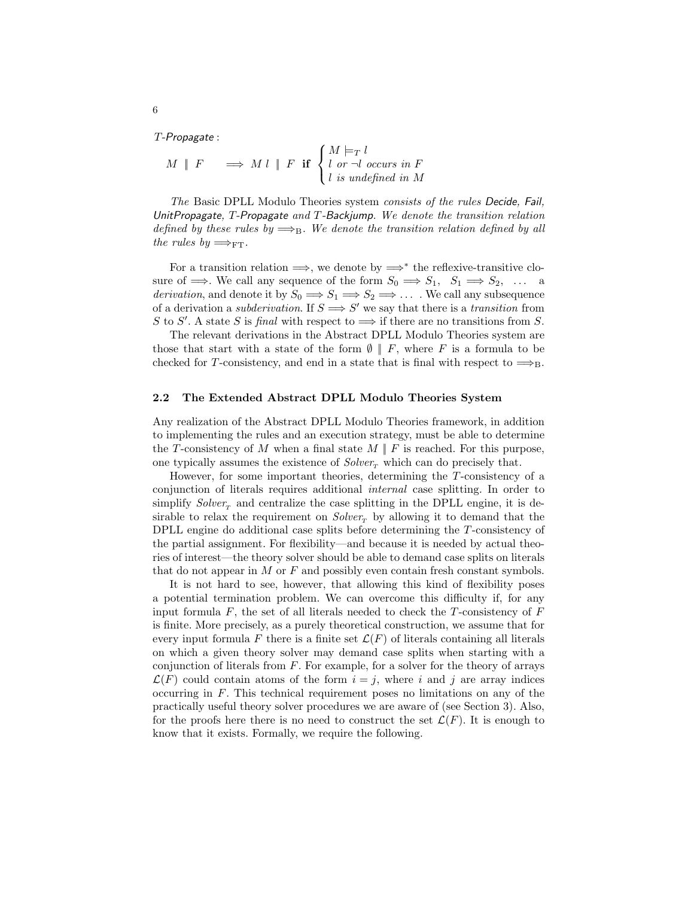*T-Propagate* :

$$M \parallel F \quad \Longrightarrow \; M\, l \parallel F \;\; \textbf{if} \;\; \begin{cases} M \models_T l \\ l \textit{ or } \neg l \textit{ occurs in } F \\ l \textit{ is undefined in } M \end{cases}$$

*The* Basic DPLL Modulo Theories system *consists of the rules* Decide*,* Fail*,* UnitPropagate*,* T-Propagate *and* T-Backjump*. We denote the transition relation defined by these rules by* $\Longrightarrow_{\mathrm{B}}$*. We denote the transition relation defined by all the rules by* $\Longrightarrow_{\mathrm{FT}}$*.*

For a transition relation $\Longrightarrow$, we denote by $\Longrightarrow^*$ the reflexive-transitive closure of $\Longrightarrow$. We call any sequence of the form $S_0 \Longrightarrow S_1,\;\; S_1 \Longrightarrow S_2,\;\; \ldots$ a *derivation*, and denote it by $S_0 \Longrightarrow S_1 \Longrightarrow S_2 \Longrightarrow \ldots$ . We call any subsequence of a derivation a *subderivation*. If $S \Longrightarrow S'$ we say that there is a *transition* from $S$ to $S'$. A state $S$ is *final* with respect to $\Longrightarrow$ if there are no transitions from $S$.

The relevant derivations in the Abstract DPLL Modulo Theories system are those that start with a state of the form $\emptyset \parallel F$, where $F$ is a formula to be checked for $T$-consistency, and end in a state that is final with respect to $\Longrightarrow_{\mathrm{B}}$.

### 2.2 The Extended Abstract DPLL Modulo Theories System

Any realization of the Abstract DPLL Modulo Theories framework, in addition to implementing the rules and an execution strategy, must be able to determine the $T$-consistency of $M$ when a final state $M \parallel F$ is reached. For this purpose, one typically assumes the existence of $\mathit{Solver}_T$ which can do precisely that.

However, for some important theories, determining the $T$-consistency of a conjunction of literals requires additional *internal* case splitting. In order to simplify $\mathit{Solver}_T$ and centralize the case splitting in the DPLL engine, it is desirable to relax the requirement on $\mathit{Solver}_T$ by allowing it to demand that the DPLL engine do additional case splits before determining the $T$-consistency of the partial assignment. For flexibility—and because it is needed by actual theories of interest—the theory solver should be able to demand case splits on literals that do not appear in $M$ or $F$ and possibly even contain fresh constant symbols.

It is not hard to see, however, that allowing this kind of flexibility poses a potential termination problem. We can overcome this difficulty if, for any input formula $F$, the set of all literals needed to check the $T$-consistency of $F$ is finite. More precisely, as a purely theoretical construction, we assume that for every input formula $F$ there is a finite set $\mathcal{L}(F)$ of literals containing all literals on which a given theory solver may demand case splits when starting with a conjunction of literals from $F$. For example, for a solver for the theory of arrays $\mathcal{L}(F)$ could contain atoms of the form $i = j$, where $i$ and $j$ are array indices occurring in $F$. This technical requirement poses no limitations on any of the practically useful theory solver procedures we are aware of (see Section 3). Also, for the proofs here there is no need to construct the set $\mathcal{L}(F)$. It is enough to know that it exists. Formally, we require the following.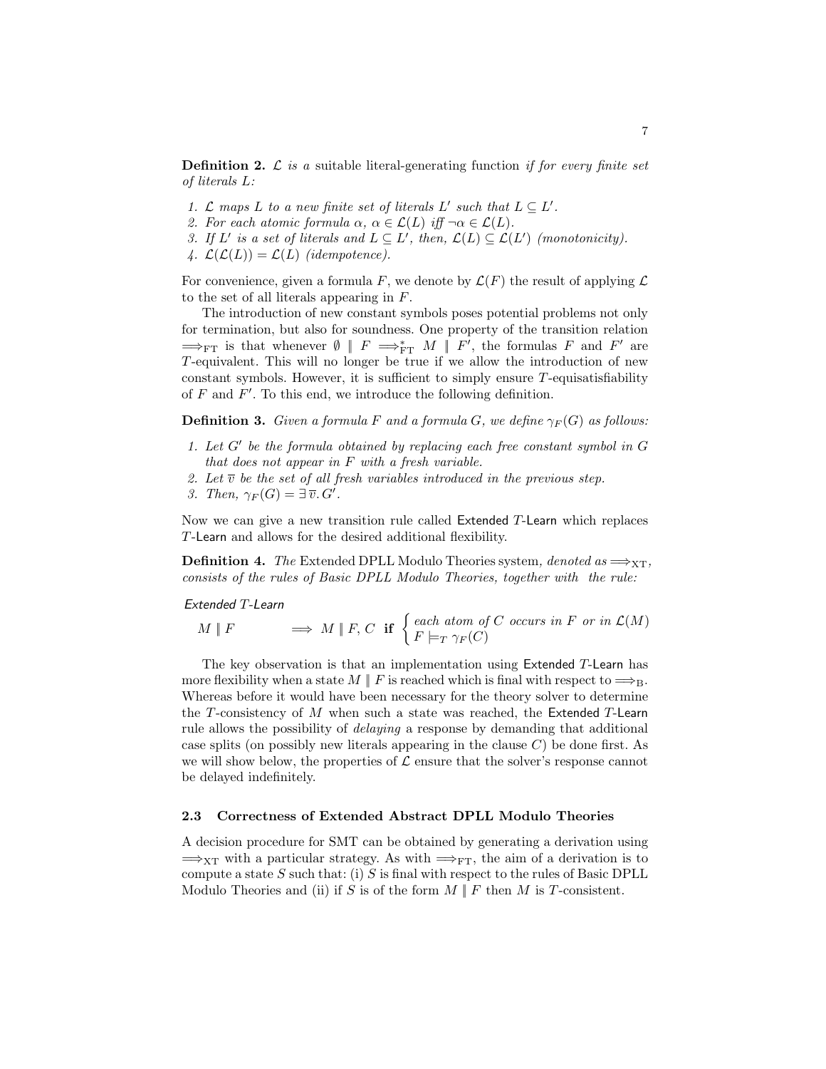**Definition 2.** $\mathcal{L}$ *is a* suitable literal-generating function *if for every finite set of literals $L$:*

1. *$\mathcal{L}$ maps $L$ to a new finite set of literals $L'$ such that $L \subseteq L'$.*
2. *For each atomic formula $\alpha$, $\alpha \in \mathcal{L}(L)$ iff $\neg\alpha \in \mathcal{L}(L)$.*
3. *If $L'$ is a set of literals and $L \subseteq L'$, then, $\mathcal{L}(L) \subseteq \mathcal{L}(L')$ (monotonicity).*
4. *$\mathcal{L}(\mathcal{L}(L)) = \mathcal{L}(L)$ (idempotence).*

For convenience, given a formula $F$, we denote by $\mathcal{L}(F)$ the result of applying $\mathcal{L}$ to the set of all literals appearing in $F$.

The introduction of new constant symbols poses potential problems not only for termination, but also for soundness. One property of the transition relation $\Longrightarrow_{\mathrm{FT}}$ is that whenever $\emptyset \parallel F \Longrightarrow^{*}_{\mathrm{FT}} M \parallel F'$, the formulas $F$ and $F'$ are $T$-equivalent. This will no longer be true if we allow the introduction of new constant symbols. However, it is sufficient to simply ensure $T$-equisatisfiability of $F$ and $F'$. To this end, we introduce the following definition.

**Definition 3.** *Given a formula $F$ and a formula $G$, we define $\gamma_F(G)$ as follows:*

1. *Let $G'$ be the formula obtained by replacing each free constant symbol in $G$ that does not appear in $F$ with a fresh variable.*
2. *Let $\overline{v}$ be the set of all fresh variables introduced in the previous step.*
3. *Then, $\gamma_F(G) = \exists\, \overline{v}.\, G'$.*

Now we can give a new transition rule called Extended $T$-Learn which replaces $T$-Learn and allows for the desired additional flexibility.

**Definition 4.** *The* Extended DPLL Modulo Theories system*, denoted as $\Longrightarrow_{\mathrm{XT}}$, consists of the rules of Basic DPLL Modulo Theories, together with the rule:*

*Extended $T$-Learn*

$$M \parallel F \quad \Longrightarrow \quad M \parallel F, C \quad \textbf{if} \begin{cases} \textit{each atom of } C \textit{ occurs in } F \textit{ or in } \mathcal{L}(M) \\ F \models_T \gamma_F(C) \end{cases}$$

The key observation is that an implementation using Extended $T$-Learn has more flexibility when a state $M \parallel F$ is reached which is final with respect to $\Longrightarrow_{\mathrm{B}}$. Whereas before it would have been necessary for the theory solver to determine the $T$-consistency of $M$ when such a state was reached, the Extended $T$-Learn rule allows the possibility of *delaying* a response by demanding that additional case splits (on possibly new literals appearing in the clause $C$) be done first. As we will show below, the properties of $\mathcal{L}$ ensure that the solver's response cannot be delayed indefinitely.

### 2.3 Correctness of Extended Abstract DPLL Modulo Theories

A decision procedure for SMT can be obtained by generating a derivation using $\Longrightarrow_{\mathrm{XT}}$ with a particular strategy. As with $\Longrightarrow_{\mathrm{FT}}$, the aim of a derivation is to compute a state $S$ such that: (i) $S$ is final with respect to the rules of Basic DPLL Modulo Theories and (ii) if $S$ is of the form $M \parallel F$ then $M$ is $T$-consistent.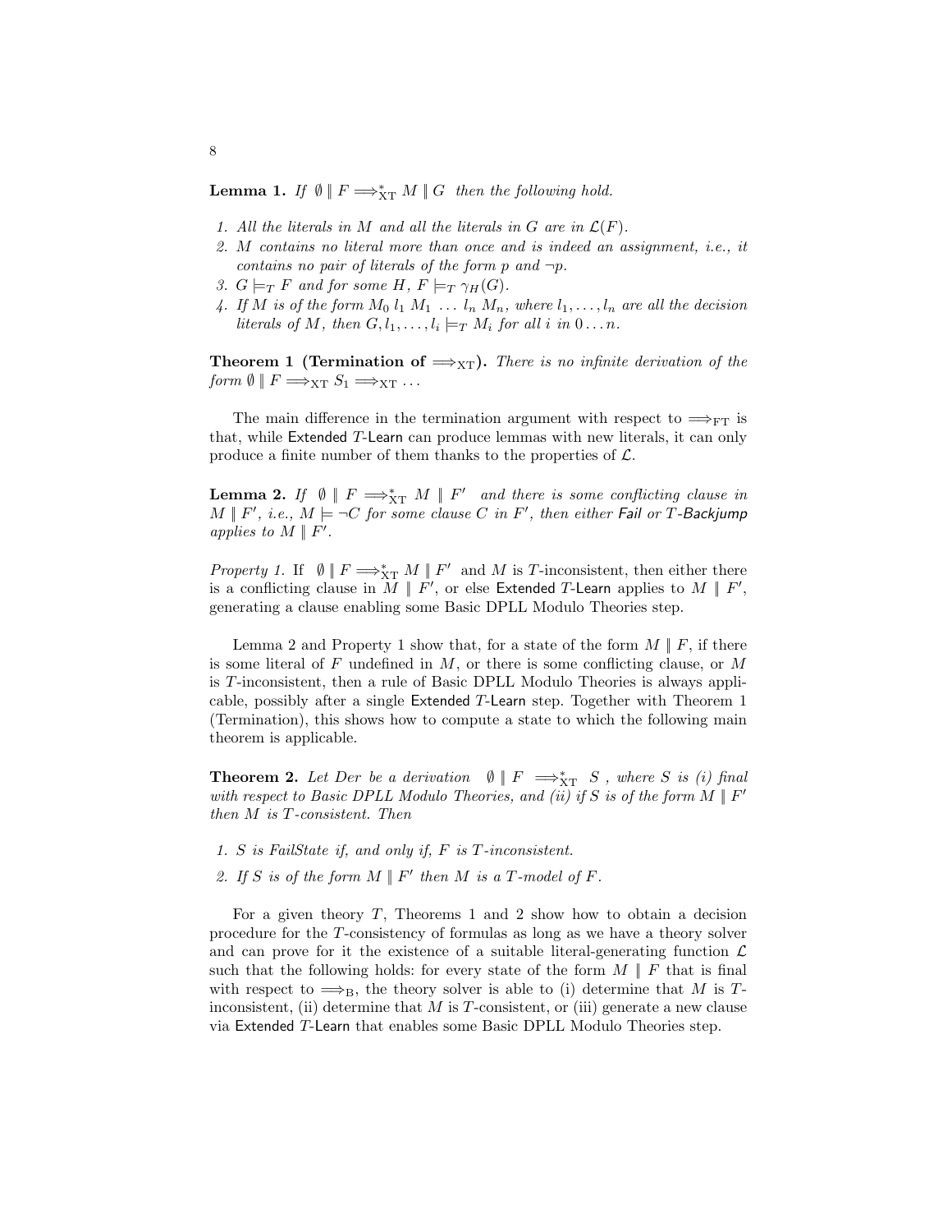**Lemma 1.** *If* $\emptyset \parallel F \Longrightarrow^*_{\mathrm{XT}} M \parallel G$ *then the following hold.*

1. *All the literals in* $M$ *and all the literals in* $G$ *are in* $\mathcal{L}(F)$.
2. $M$ *contains no literal more than once and is indeed an assignment, i.e., it contains no pair of literals of the form* $p$ *and* $\neg p$.
3. $G \models_T F$ *and for some* $H$, $F \models_T \gamma_H(G)$.
4. *If* $M$ *is of the form* $M_0\ l_1\ M_1\ \ldots\ l_n\ M_n$, *where* $l_1, \ldots, l_n$ *are all the decision literals of* $M$, *then* $G, l_1, \ldots, l_i \models_T M_i$ *for all* $i$ *in* $0 \ldots n$.

**Theorem 1 (Termination of** $\Longrightarrow_{\mathrm{XT}}$**).** *There is no infinite derivation of the form* $\emptyset \parallel F \Longrightarrow_{\mathrm{XT}} S_1 \Longrightarrow_{\mathrm{XT}} \ldots$

The main difference in the termination argument with respect to $\Longrightarrow_{\mathrm{FT}}$ is that, while Extended $T$-Learn can produce lemmas with new literals, it can only produce a finite number of them thanks to the properties of $\mathcal{L}$.

**Lemma 2.** *If* $\emptyset \parallel F \Longrightarrow^*_{\mathrm{XT}} M \parallel F'$ *and there is some conflicting clause in* $M \parallel F'$, *i.e.,* $M \models \neg C$ *for some clause* $C$ *in* $F'$, *then either* Fail *or* $T$-Backjump *applies to* $M \parallel F'$.

*Property 1.* If $\emptyset \parallel F \Longrightarrow^*_{\mathrm{XT}} M \parallel F'$ and $M$ is $T$-inconsistent, then either there is a conflicting clause in $M \parallel F'$, or else Extended $T$-Learn applies to $M \parallel F'$, generating a clause enabling some Basic DPLL Modulo Theories step.

Lemma 2 and Property 1 show that, for a state of the form $M \parallel F$, if there is some literal of $F$ undefined in $M$, or there is some conflicting clause, or $M$ is $T$-inconsistent, then a rule of Basic DPLL Modulo Theories is always applicable, possibly after a single Extended $T$-Learn step. Together with Theorem 1 (Termination), this shows how to compute a state to which the following main theorem is applicable.

**Theorem 2.** *Let Der be a derivation* $\emptyset \parallel F \Longrightarrow^*_{\mathrm{XT}} S$, *where* $S$ *is (i) final with respect to Basic DPLL Modulo Theories, and (ii) if* $S$ *is of the form* $M \parallel F'$ *then* $M$ *is* $T$*-consistent. Then*

1. $S$ *is FailState if, and only if,* $F$ *is* $T$*-inconsistent.*
2. *If* $S$ *is of the form* $M \parallel F'$ *then* $M$ *is a* $T$*-model of* $F$.

For a given theory $T$, Theorems 1 and 2 show how to obtain a decision procedure for the $T$-consistency of formulas as long as we have a theory solver and can prove for it the existence of a suitable literal-generating function $\mathcal{L}$ such that the following holds: for every state of the form $M \parallel F$ that is final with respect to $\Longrightarrow_{\mathrm{B}}$, the theory solver is able to (i) determine that $M$ is $T$-inconsistent, (ii) determine that $M$ is $T$-consistent, or (iii) generate a new clause via Extended $T$-Learn that enables some Basic DPLL Modulo Theories step.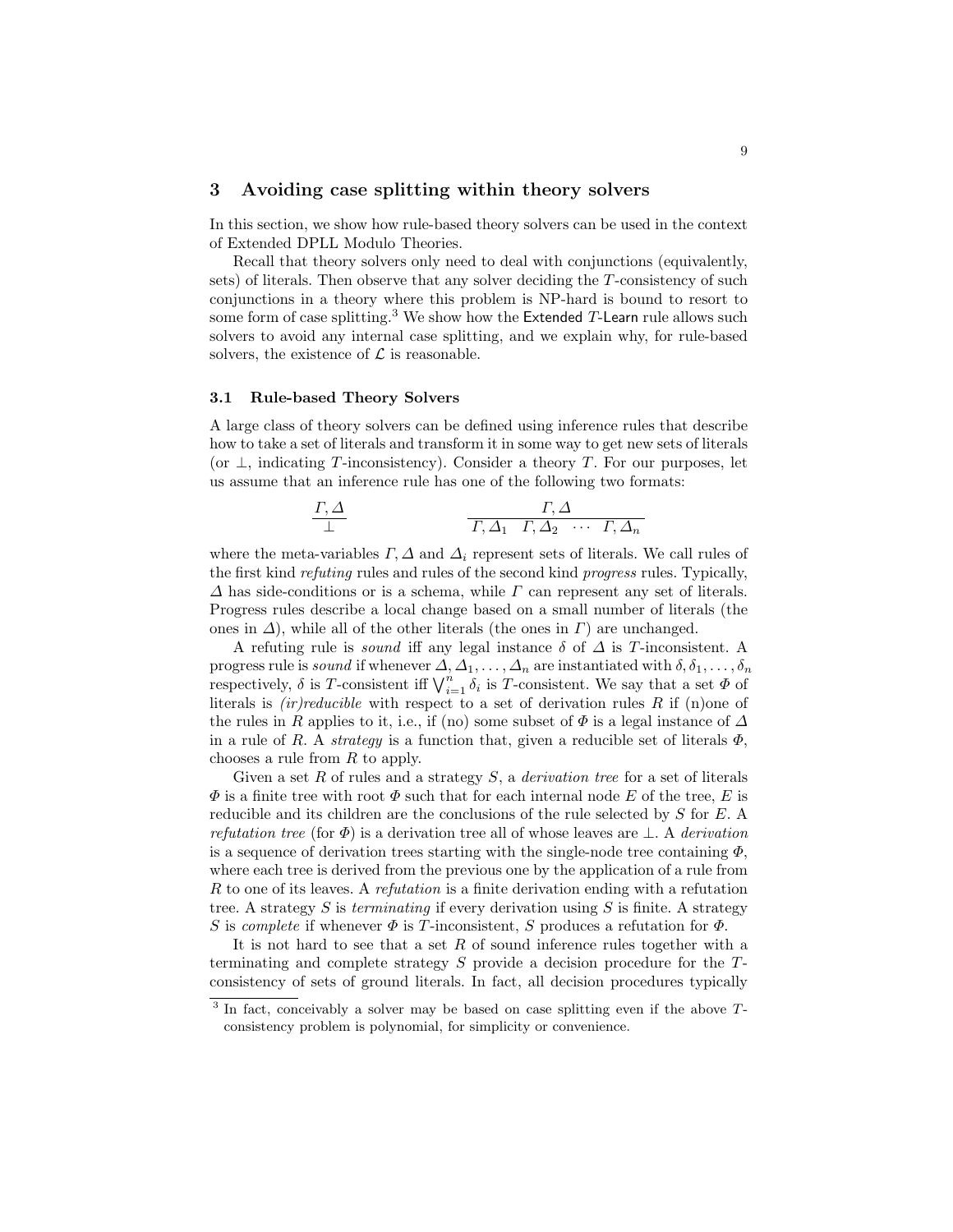## 3 Avoiding case splitting within theory solvers

In this section, we show how rule-based theory solvers can be used in the context of Extended DPLL Modulo Theories.

Recall that theory solvers only need to deal with conjunctions (equivalently, sets) of literals. Then observe that any solver deciding the $T$-consistency of such conjunctions in a theory where this problem is NP-hard is bound to resort to some form of case splitting.[3] We show how the Extended $T$-Learn rule allows such solvers to avoid any internal case splitting, and we explain why, for rule-based solvers, the existence of $\mathcal{L}$ is reasonable.

### 3.1 Rule-based Theory Solvers

A large class of theory solvers can be defined using inference rules that describe how to take a set of literals and transform it in some way to get new sets of literals (or $\bot$, indicating $T$-inconsistency). Consider a theory $T$. For our purposes, let us assume that an inference rule has one of the following two formats:

$$\frac{\Gamma, \Delta}{\bot} \qquad\qquad \frac{\Gamma, \Delta}{\Gamma, \Delta_1 \quad \Gamma, \Delta_2 \quad \cdots \quad \Gamma, \Delta_n}$$

where the meta-variables $\Gamma, \Delta$ and $\Delta_i$ represent sets of literals. We call rules of the first kind *refuting* rules and rules of the second kind *progress* rules. Typically, $\Delta$ has side-conditions or is a schema, while $\Gamma$ can represent any set of literals. Progress rules describe a local change based on a small number of literals (the ones in $\Delta$), while all of the other literals (the ones in $\Gamma$) are unchanged.

A refuting rule is *sound* iff any legal instance $\delta$ of $\Delta$ is $T$-inconsistent. A progress rule is *sound* if whenever $\Delta, \Delta_1, \ldots, \Delta_n$ are instantiated with $\delta, \delta_1, \ldots, \delta_n$ respectively, $\delta$ is $T$-consistent iff $\bigvee_{i=1}^{n} \delta_i$ is $T$-consistent. We say that a set $\Phi$ of literals is *(ir)reducible* with respect to a set of derivation rules $R$ if (n)one of the rules in $R$ applies to it, i.e., if (no) some subset of $\Phi$ is a legal instance of $\Delta$ in a rule of $R$. A *strategy* is a function that, given a reducible set of literals $\Phi$, chooses a rule from $R$ to apply.

Given a set $R$ of rules and a strategy $S$, a *derivation tree* for a set of literals $\Phi$ is a finite tree with root $\Phi$ such that for each internal node $E$ of the tree, $E$ is reducible and its children are the conclusions of the rule selected by $S$ for $E$. A *refutation tree* (for $\Phi$) is a derivation tree all of whose leaves are $\bot$. A *derivation* is a sequence of derivation trees starting with the single-node tree containing $\Phi$, where each tree is derived from the previous one by the application of a rule from $R$ to one of its leaves. A *refutation* is a finite derivation ending with a refutation tree. A strategy $S$ is *terminating* if every derivation using $S$ is finite. A strategy $S$ is *complete* if whenever $\Phi$ is $T$-inconsistent, $S$ produces a refutation for $\Phi$.

It is not hard to see that a set $R$ of sound inference rules together with a terminating and complete strategy $S$ provide a decision procedure for the $T$-consistency of sets of ground literals. In fact, all decision procedures typically

[3] In fact, conceivably a solver may be based on case splitting even if the above $T$-consistency problem is polynomial, for simplicity or convenience.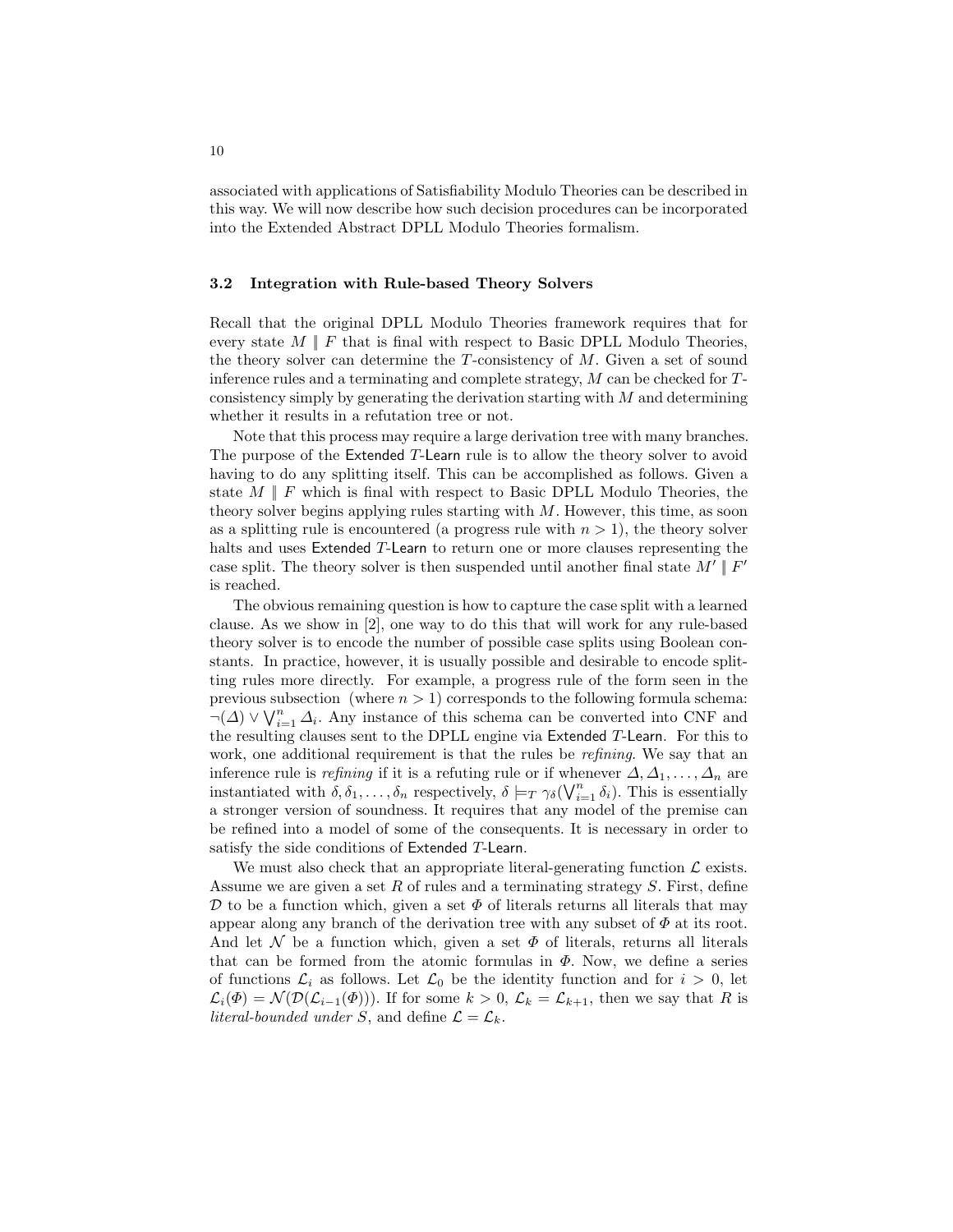associated with applications of Satisfiability Modulo Theories can be described in this way. We will now describe how such decision procedures can be incorporated into the Extended Abstract DPLL Modulo Theories formalism.

### 3.2 Integration with Rule-based Theory Solvers

Recall that the original DPLL Modulo Theories framework requires that for every state $M \parallel F$ that is final with respect to Basic DPLL Modulo Theories, the theory solver can determine the $T$-consistency of $M$. Given a set of sound inference rules and a terminating and complete strategy, $M$ can be checked for $T$-consistency simply by generating the derivation starting with $M$ and determining whether it results in a refutation tree or not.

Note that this process may require a large derivation tree with many branches. The purpose of the Extended $T$-Learn rule is to allow the theory solver to avoid having to do any splitting itself. This can be accomplished as follows. Given a state $M \parallel F$ which is final with respect to Basic DPLL Modulo Theories, the theory solver begins applying rules starting with $M$. However, this time, as soon as a splitting rule is encountered (a progress rule with $n > 1$), the theory solver halts and uses Extended $T$-Learn to return one or more clauses representing the case split. The theory solver is then suspended until another final state $M' \parallel F'$ is reached.

The obvious remaining question is how to capture the case split with a learned clause. As we show in [2], one way to do this that will work for any rule-based theory solver is to encode the number of possible case splits using Boolean constants. In practice, however, it is usually possible and desirable to encode splitting rules more directly. For example, a progress rule of the form seen in the previous subsection (where $n > 1$) corresponds to the following formula schema: $\neg(\Delta) \vee \bigvee_{i=1}^{n} \Delta_i$. Any instance of this schema can be converted into CNF and the resulting clauses sent to the DPLL engine via Extended $T$-Learn. For this to work, one additional requirement is that the rules be *refining*. We say that an inference rule is *refining* if it is a refuting rule or if whenever $\Delta, \Delta_1, \ldots, \Delta_n$ are instantiated with $\delta, \delta_1, \ldots, \delta_n$ respectively, $\delta \models_T \gamma_\delta(\bigvee_{i=1}^{n} \delta_i)$. This is essentially a stronger version of soundness. It requires that any model of the premise can be refined into a model of some of the consequents. It is necessary in order to satisfy the side conditions of Extended $T$-Learn.

We must also check that an appropriate literal-generating function $\mathcal{L}$ exists. Assume we are given a set $R$ of rules and a terminating strategy $S$. First, define $\mathcal{D}$ to be a function which, given a set $\Phi$ of literals returns all literals that may appear along any branch of the derivation tree with any subset of $\Phi$ at its root. And let $\mathcal{N}$ be a function which, given a set $\Phi$ of literals, returns all literals that can be formed from the atomic formulas in $\Phi$. Now, we define a series of functions $\mathcal{L}_i$ as follows. Let $\mathcal{L}_0$ be the identity function and for $i > 0$, let $\mathcal{L}_i(\Phi) = \mathcal{N}(\mathcal{D}(\mathcal{L}_{i-1}(\Phi)))$. If for some $k > 0$, $\mathcal{L}_k = \mathcal{L}_{k+1}$, then we say that $R$ is *literal-bounded under* $S$, and define $\mathcal{L} = \mathcal{L}_k$.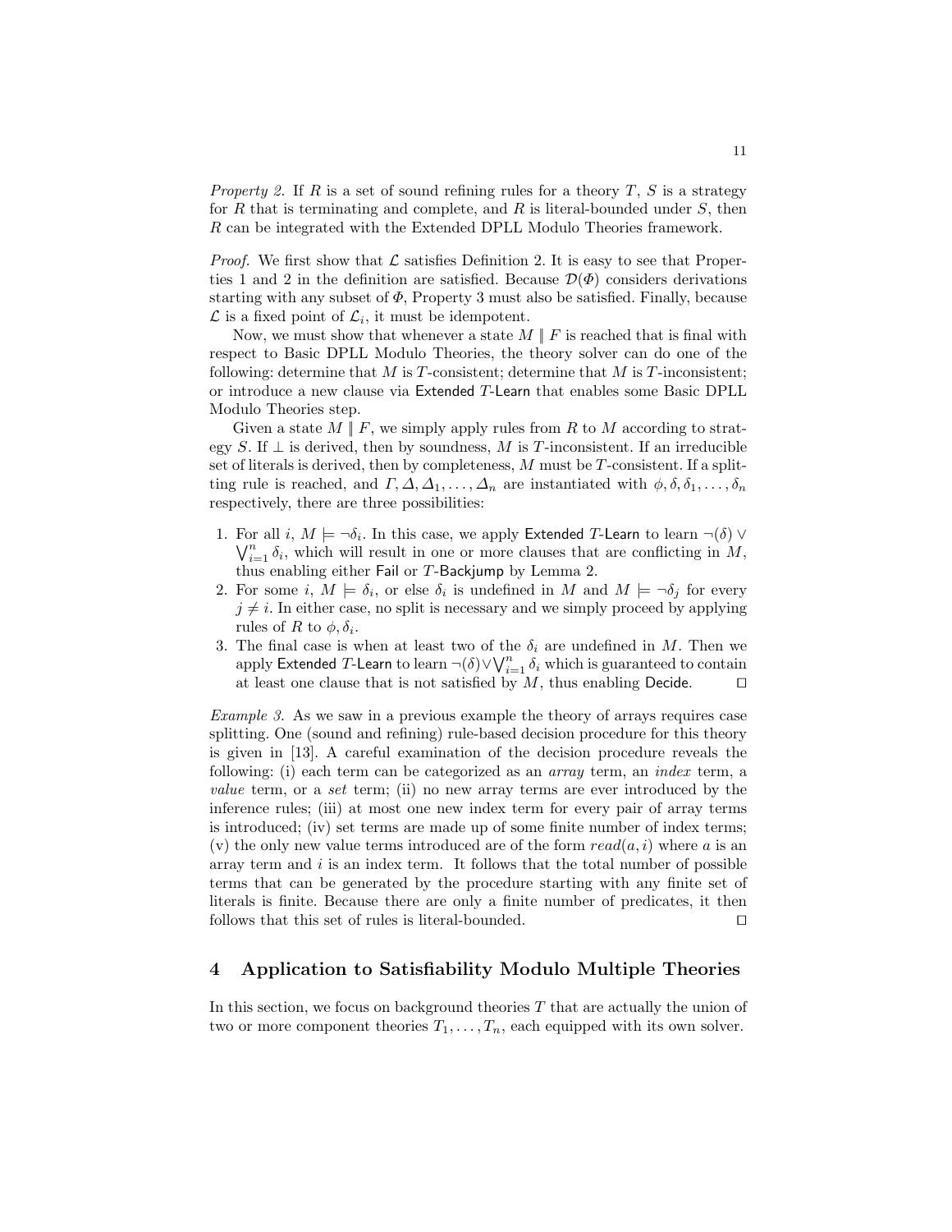*Property 2.* If $R$ is a set of sound refining rules for a theory $T$, $S$ is a strategy for $R$ that is terminating and complete, and $R$ is literal-bounded under $S$, then $R$ can be integrated with the Extended DPLL Modulo Theories framework.

*Proof.* We first show that $\mathcal{L}$ satisfies Definition 2. It is easy to see that Properties 1 and 2 in the definition are satisfied. Because $\mathcal{D}(\Phi)$ considers derivations starting with any subset of $\Phi$, Property 3 must also be satisfied. Finally, because $\mathcal{L}$ is a fixed point of $\mathcal{L}_i$, it must be idempotent.

Now, we must show that whenever a state $M \parallel F$ is reached that is final with respect to Basic DPLL Modulo Theories, the theory solver can do one of the following: determine that $M$ is $T$-consistent; determine that $M$ is $T$-inconsistent; or introduce a new clause via Extended $T$-Learn that enables some Basic DPLL Modulo Theories step.

Given a state $M \parallel F$, we simply apply rules from $R$ to $M$ according to strategy $S$. If $\bot$ is derived, then by soundness, $M$ is $T$-inconsistent. If an irreducible set of literals is derived, then by completeness, $M$ must be $T$-consistent. If a splitting rule is reached, and $\Gamma, \Delta, \Delta_1, \ldots, \Delta_n$ are instantiated with $\phi, \delta, \delta_1, \ldots, \delta_n$ respectively, there are three possibilities:

1. For all $i$, $M \models \neg\delta_i$. In this case, we apply Extended $T$-Learn to learn $\neg(\delta) \vee \bigvee_{i=1}^{n} \delta_i$, which will result in one or more clauses that are conflicting in $M$, thus enabling either Fail or $T$-Backjump by Lemma 2.
2. For some $i$, $M \models \delta_i$, or else $\delta_i$ is undefined in $M$ and $M \models \neg\delta_j$ for every $j \neq i$. In either case, no split is necessary and we simply proceed by applying rules of $R$ to $\phi, \delta_i$.
3. The final case is when at least two of the $\delta_i$ are undefined in $M$. Then we apply Extended $T$-Learn to learn $\neg(\delta) \vee \bigvee_{i=1}^{n} \delta_i$ which is guaranteed to contain at least one clause that is not satisfied by $M$, thus enabling Decide. $\square$

*Example 3.* As we saw in a previous example the theory of arrays requires case splitting. One (sound and refining) rule-based decision procedure for this theory is given in [13]. A careful examination of the decision procedure reveals the following: (i) each term can be categorized as an *array* term, an *index* term, a *value* term, or a *set* term; (ii) no new array terms are ever introduced by the inference rules; (iii) at most one new index term for every pair of array terms is introduced; (iv) set terms are made up of some finite number of index terms; (v) the only new value terms introduced are of the form $read(a, i)$ where $a$ is an array term and $i$ is an index term. It follows that the total number of possible terms that can be generated by the procedure starting with any finite set of literals is finite. Because there are only a finite number of predicates, it then follows that this set of rules is literal-bounded. $\square$

## 4 Application to Satisfiability Modulo Multiple Theories

In this section, we focus on background theories $T$ that are actually the union of two or more component theories $T_1, \ldots, T_n$, each equipped with its own solver.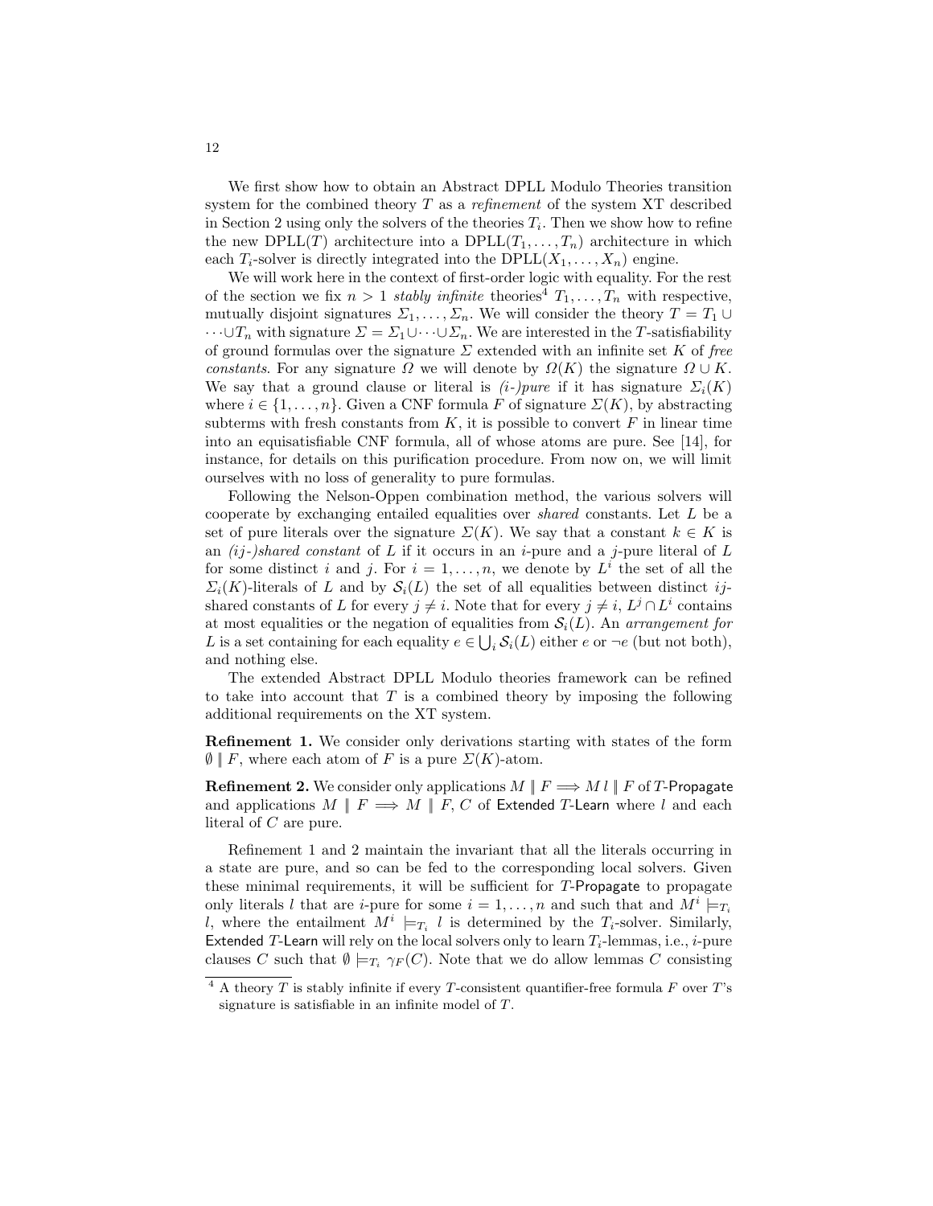We first show how to obtain an Abstract DPLL Modulo Theories transition system for the combined theory $T$ as a *refinement* of the system XT described in Section 2 using only the solvers of the theories $T_i$. Then we show how to refine the new DPLL($T$) architecture into a DPLL($T_1, \ldots, T_n$) architecture in which each $T_i$-solver is directly integrated into the DPLL($X_1, \ldots, X_n$) engine.

We will work here in the context of first-order logic with equality. For the rest of the section we fix $n > 1$ *stably infinite* theories[4] $T_1, \ldots, T_n$ with respective, mutually disjoint signatures $\Sigma_1, \ldots, \Sigma_n$. We will consider the theory $T = T_1 \cup \cdots \cup T_n$ with signature $\Sigma = \Sigma_1 \cup \cdots \cup \Sigma_n$. We are interested in the $T$-satisfiability of ground formulas over the signature $\Sigma$ extended with an infinite set $K$ of *free constants*. For any signature $\Omega$ we will denote by $\Omega(K)$ the signature $\Omega \cup K$. We say that a ground clause or literal is *(i-)pure* if it has signature $\Sigma_i(K)$ where $i \in \{1, \ldots, n\}$. Given a CNF formula $F$ of signature $\Sigma(K)$, by abstracting subterms with fresh constants from $K$, it is possible to convert $F$ in linear time into an equisatisfiable CNF formula, all of whose atoms are pure. See [14], for instance, for details on this purification procedure. From now on, we will limit ourselves with no loss of generality to pure formulas.

Following the Nelson-Oppen combination method, the various solvers will cooperate by exchanging entailed equalities over *shared* constants. Let $L$ be a set of pure literals over the signature $\Sigma(K)$. We say that a constant $k \in K$ is an *(ij-)shared constant* of $L$ if it occurs in an $i$-pure and a $j$-pure literal of $L$ for some distinct $i$ and $j$. For $i = 1, \ldots, n$, we denote by $L^i$ the set of all the $\Sigma_i(K)$-literals of $L$ and by $\mathcal{S}_i(L)$ the set of all equalities between distinct $ij$-shared constants of $L$ for every $j \neq i$. Note that for every $j \neq i$, $L^j \cap L^i$ contains at most equalities or the negation of equalities from $\mathcal{S}_i(L)$. An *arrangement for* $L$ is a set containing for each equality $e \in \bigcup_i \mathcal{S}_i(L)$ either $e$ or $\neg e$ (but not both), and nothing else.

The extended Abstract DPLL Modulo theories framework can be refined to take into account that $T$ is a combined theory by imposing the following additional requirements on the XT system.

**Refinement 1.** We consider only derivations starting with states of the form $\emptyset \parallel F$, where each atom of $F$ is a pure $\Sigma(K)$-atom.

**Refinement 2.** We consider only applications $M \parallel F \Longrightarrow M\, l \parallel F$ of $T$-Propagate and applications $M \parallel F \Longrightarrow M \parallel F, C$ of Extended $T$-Learn where $l$ and each literal of $C$ are pure.

Refinement 1 and 2 maintain the invariant that all the literals occurring in a state are pure, and so can be fed to the corresponding local solvers. Given these minimal requirements, it will be sufficient for $T$-Propagate to propagate only literals $l$ that are $i$-pure for some $i = 1, \ldots, n$ and such that and $M^i \models_{T_i} l$, where the entailment $M^i \models_{T_i} l$ is determined by the $T_i$-solver. Similarly, Extended $T$-Learn will rely on the local solvers only to learn $T_i$-lemmas, i.e., $i$-pure clauses $C$ such that $\emptyset \models_{T_i} \gamma_F(C)$. Note that we do allow lemmas $C$ consisting

[4] A theory $T$ is stably infinite if every $T$-consistent quantifier-free formula $F$ over $T$'s signature is satisfiable in an infinite model of $T$.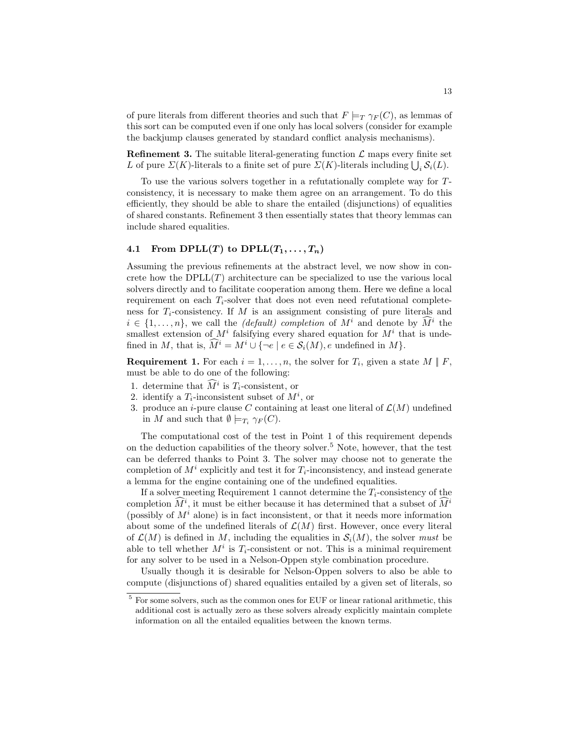of pure literals from different theories and such that $F \models_T \gamma_F(C)$, as lemmas of this sort can be computed even if one only has local solvers (consider for example the backjump clauses generated by standard conflict analysis mechanisms).

**Refinement 3.** The suitable literal-generating function $\mathcal{L}$ maps every finite set $L$ of pure $\Sigma(K)$-literals to a finite set of pure $\Sigma(K)$-literals including $\bigcup_i \mathcal{S}_i(L)$.

To use the various solvers together in a refutationally complete way for $T$-consistency, it is necessary to make them agree on an arrangement. To do this efficiently, they should be able to share the entailed (disjunctions) of equalities of shared constants. Refinement 3 then essentially states that theory lemmas can include shared equalities.

### 4.1 From DPLL($T$) to DPLL($T_1, \ldots, T_n$)

Assuming the previous refinements at the abstract level, we now show in concrete how the DPLL($T$) architecture can be specialized to use the various local solvers directly and to facilitate cooperation among them. Here we define a local requirement on each $T_i$-solver that does not even need refutational completeness for $T_i$-consistency. If $M$ is an assignment consisting of pure literals and $i \in \{1, \ldots, n\}$, we call the *(default) completion* of $M^i$ and denote by $\widehat{M^i}$ the smallest extension of $M^i$ falsifying every shared equation for $M^i$ that is undefined in $M$, that is, $\widehat{M^i} = M^i \cup \{\neg e \mid e \in \mathcal{S}_i(M), e \text{ undefined in } M\}$.

**Requirement 1.** For each $i = 1, \ldots, n$, the solver for $T_i$, given a state $M \parallel F$, must be able to do one of the following:

1. determine that $\widehat{M^i}$ is $T_i$-consistent, or
2. identify a $T_i$-inconsistent subset of $M^i$, or
3. produce an $i$-pure clause $C$ containing at least one literal of $\mathcal{L}(M)$ undefined in $M$ and such that $\emptyset \models_{T_i} \gamma_F(C)$.

The computational cost of the test in Point 1 of this requirement depends on the deduction capabilities of the theory solver.[5] Note, however, that the test can be deferred thanks to Point 3. The solver may choose not to generate the completion of $M^i$ explicitly and test it for $T_i$-inconsistency, and instead generate a lemma for the engine containing one of the undefined equalities.

If a solver meeting Requirement 1 cannot determine the $T_i$-consistency of the completion $\widehat{M^i}$, it must be either because it has determined that a subset of $\widehat{M^i}$ (possibly of $M^i$ alone) is in fact inconsistent, or that it needs more information about some of the undefined literals of $\mathcal{L}(M)$ first. However, once every literal of $\mathcal{L}(M)$ is defined in $M$, including the equalities in $\mathcal{S}_i(M)$, the solver *must* be able to tell whether $M^i$ is $T_i$-consistent or not. This is a minimal requirement for any solver to be used in a Nelson-Oppen style combination procedure.

Usually though it is desirable for Nelson-Oppen solvers to also be able to compute (disjunctions of) shared equalities entailed by a given set of literals, so

[5] For some solvers, such as the common ones for EUF or linear rational arithmetic, this additional cost is actually zero as these solvers already explicitly maintain complete information on all the entailed equalities between the known terms.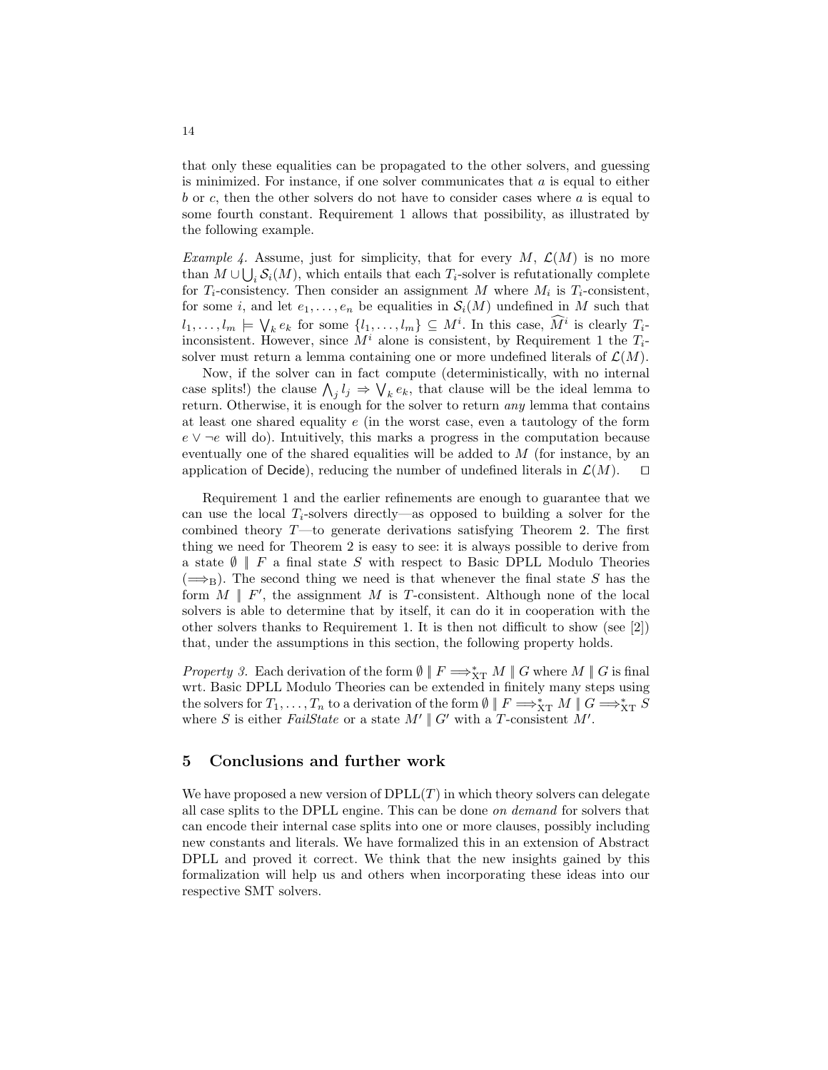that only these equalities can be propagated to the other solvers, and guessing is minimized. For instance, if one solver communicates that $a$ is equal to either $b$ or $c$, then the other solvers do not have to consider cases where $a$ is equal to some fourth constant. Requirement 1 allows that possibility, as illustrated by the following example.

*Example 4.* Assume, just for simplicity, that for every $M$, $\mathcal{L}(M)$ is no more than $M \cup \bigcup_i \mathcal{S}_i(M)$, which entails that each $T_i$-solver is refutationally complete for $T_i$-consistency. Then consider an assignment $M$ where $M_i$ is $T_i$-consistent, for some $i$, and let $e_1, \ldots, e_n$ be equalities in $\mathcal{S}_i(M)$ undefined in $M$ such that $l_1, \ldots, l_m \models \bigvee_k e_k$ for some $\{l_1, \ldots, l_m\} \subseteq M^i$. In this case, $\widehat{M}^i$ is clearly $T_i$-inconsistent. However, since $M^i$ alone is consistent, by Requirement 1 the $T_i$-solver must return a lemma containing one or more undefined literals of $\mathcal{L}(M)$.

Now, if the solver can in fact compute (deterministically, with no internal case splits!) the clause $\bigwedge_j l_j \Rightarrow \bigvee_k e_k$, that clause will be the ideal lemma to return. Otherwise, it is enough for the solver to return *any* lemma that contains at least one shared equality $e$ (in the worst case, even a tautology of the form $e \vee \neg e$ will do). Intuitively, this marks a progress in the computation because eventually one of the shared equalities will be added to $M$ (for instance, by an application of Decide), reducing the number of undefined literals in $\mathcal{L}(M)$. $\square$

Requirement 1 and the earlier refinements are enough to guarantee that we can use the local $T_i$-solvers directly—as opposed to building a solver for the combined theory $T$—to generate derivations satisfying Theorem 2. The first thing we need for Theorem 2 is easy to see: it is always possible to derive from a state $\emptyset \parallel F$ a final state $S$ with respect to Basic DPLL Modulo Theories ($\Longrightarrow_{\mathrm{B}}$). The second thing we need is that whenever the final state $S$ has the form $M \parallel F'$, the assignment $M$ is $T$-consistent. Although none of the local solvers is able to determine that by itself, it can do it in cooperation with the other solvers thanks to Requirement 1. It is then not difficult to show (see [2]) that, under the assumptions in this section, the following property holds.

*Property 3.* Each derivation of the form $\emptyset \parallel F \Longrightarrow^*_{\mathrm{XT}} M \parallel G$ where $M \parallel G$ is final wrt. Basic DPLL Modulo Theories can be extended in finitely many steps using the solvers for $T_1, \ldots, T_n$ to a derivation of the form $\emptyset \parallel F \Longrightarrow^*_{\mathrm{XT}} M \parallel G \Longrightarrow^*_{\mathrm{XT}} S$ where $S$ is either *FailState* or a state $M' \parallel G'$ with a $T$-consistent $M'$.

## 5 Conclusions and further work

We have proposed a new version of DPLL($T$) in which theory solvers can delegate all case splits to the DPLL engine. This can be done *on demand* for solvers that can encode their internal case splits into one or more clauses, possibly including new constants and literals. We have formalized this in an extension of Abstract DPLL and proved it correct. We think that the new insights gained by this formalization will help us and others when incorporating these ideas into our respective SMT solvers.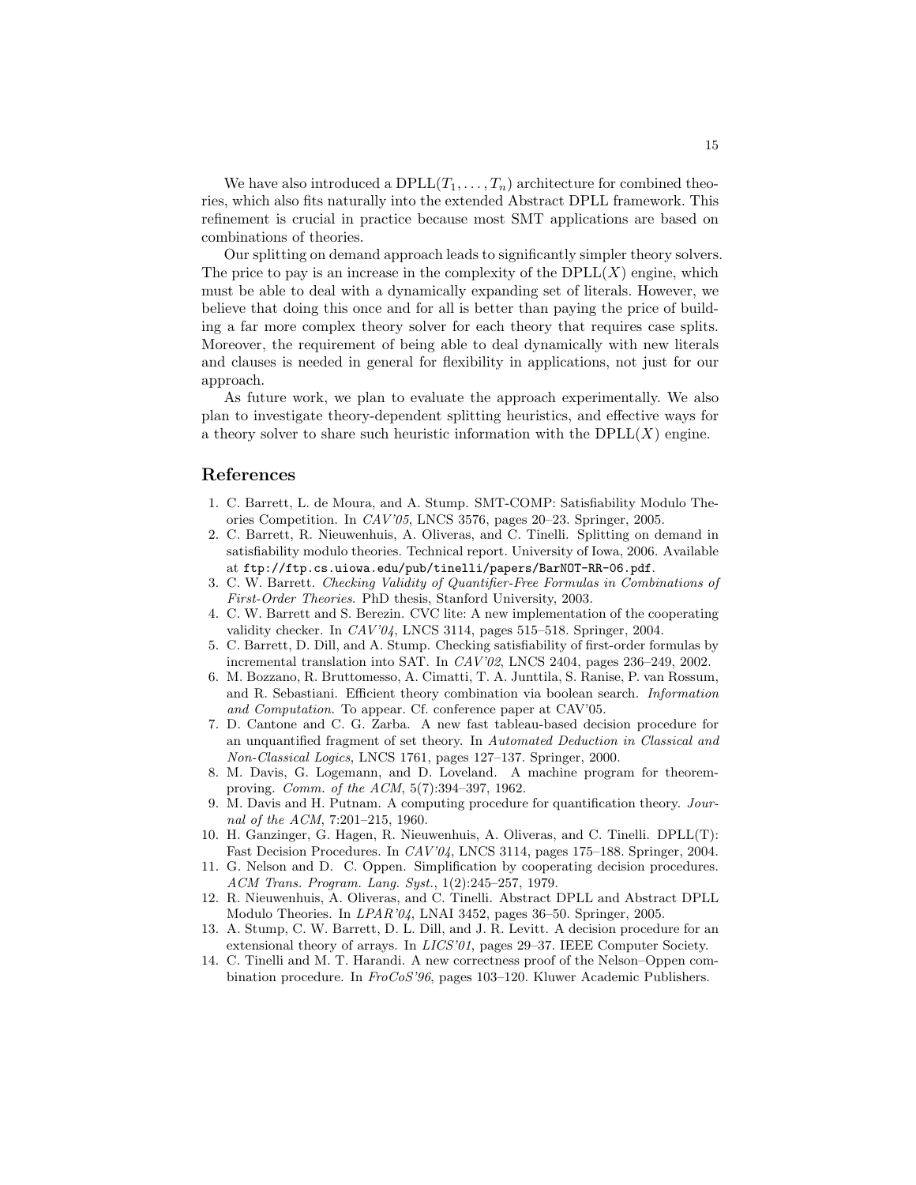We have also introduced a $\text{DPLL}(T_1, \ldots, T_n)$ architecture for combined theories, which also fits naturally into the extended Abstract DPLL framework. This refinement is crucial in practice because most SMT applications are based on combinations of theories.

Our splitting on demand approach leads to significantly simpler theory solvers. The price to pay is an increase in the complexity of the $\text{DPLL}(X)$ engine, which must be able to deal with a dynamically expanding set of literals. However, we believe that doing this once and for all is better than paying the price of building a far more complex theory solver for each theory that requires case splits. Moreover, the requirement of being able to deal dynamically with new literals and clauses is needed in general for flexibility in applications, not just for our approach.

As future work, we plan to evaluate the approach experimentally. We also plan to investigate theory-dependent splitting heuristics, and effective ways for a theory solver to share such heuristic information with the $\text{DPLL}(X)$ engine.

## References

1. C. Barrett, L. de Moura, and A. Stump. SMT-COMP: Satisfiability Modulo Theories Competition. In *CAV'05*, LNCS 3576, pages 20–23. Springer, 2005.
2. C. Barrett, R. Nieuwenhuis, A. Oliveras, and C. Tinelli. Splitting on demand in satisfiability modulo theories. Technical report. University of Iowa, 2006. Available at `ftp://ftp.cs.uiowa.edu/pub/tinelli/papers/BarNOT-RR-06.pdf`.
3. C. W. Barrett. *Checking Validity of Quantifier-Free Formulas in Combinations of First-Order Theories*. PhD thesis, Stanford University, 2003.
4. C. W. Barrett and S. Berezin. CVC lite: A new implementation of the cooperating validity checker. In *CAV'04*, LNCS 3114, pages 515–518. Springer, 2004.
5. C. Barrett, D. Dill, and A. Stump. Checking satisfiability of first-order formulas by incremental translation into SAT. In *CAV'02*, LNCS 2404, pages 236–249, 2002.
6. M. Bozzano, R. Bruttomesso, A. Cimatti, T. A. Junttila, S. Ranise, P. van Rossum, and R. Sebastiani. Efficient theory combination via boolean search. *Information and Computation*. To appear. Cf. conference paper at CAV'05.
7. D. Cantone and C. G. Zarba. A new fast tableau-based decision procedure for an unquantified fragment of set theory. In *Automated Deduction in Classical and Non-Classical Logics*, LNCS 1761, pages 127–137. Springer, 2000.
8. M. Davis, G. Logemann, and D. Loveland. A machine program for theorem-proving. *Comm. of the ACM*, 5(7):394–397, 1962.
9. M. Davis and H. Putnam. A computing procedure for quantification theory. *Journal of the ACM*, 7:201–215, 1960.
10. H. Ganzinger, G. Hagen, R. Nieuwenhuis, A. Oliveras, and C. Tinelli. DPLL(T): Fast Decision Procedures. In *CAV'04*, LNCS 3114, pages 175–188. Springer, 2004.
11. G. Nelson and D. C. Oppen. Simplification by cooperating decision procedures. *ACM Trans. Program. Lang. Syst.*, 1(2):245–257, 1979.
12. R. Nieuwenhuis, A. Oliveras, and C. Tinelli. Abstract DPLL and Abstract DPLL Modulo Theories. In *LPAR'04*, LNAI 3452, pages 36–50. Springer, 2005.
13. A. Stump, C. W. Barrett, D. L. Dill, and J. R. Levitt. A decision procedure for an extensional theory of arrays. In *LICS'01*, pages 29–37. IEEE Computer Society.
14. C. Tinelli and M. T. Harandi. A new correctness proof of the Nelson–Oppen combination procedure. In *FroCoS'96*, pages 103–120. Kluwer Academic Publishers.